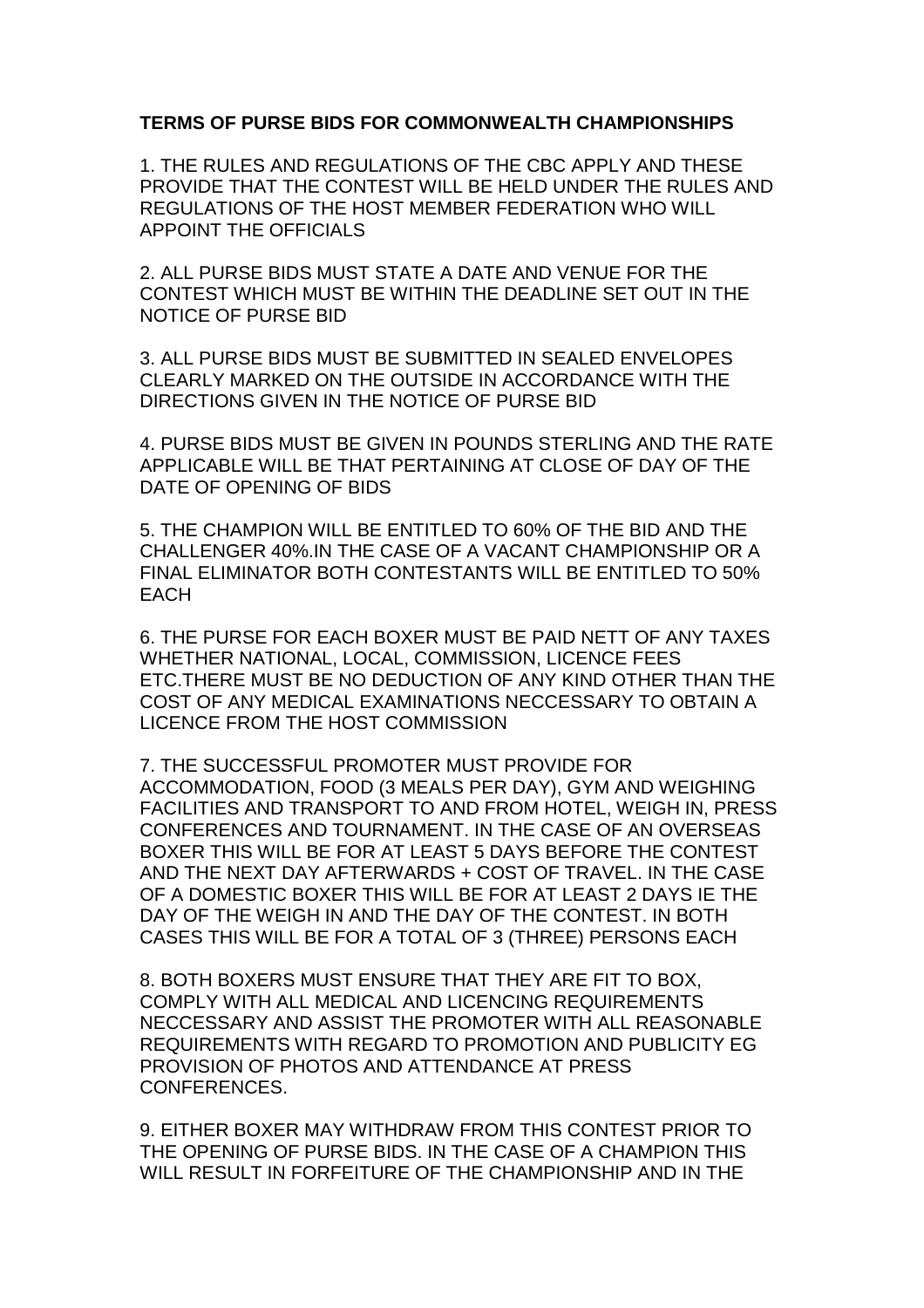**TERMS OF PURSE BIDS FOR COMMONWEALTH CHAMPIONSHIPS**

1. THE RULES AND REGULATIONS OF THE CBC APPLY AND THESE PROVIDE THAT THE CONTEST WILL BE HELD UNDER THE RULES AND REGULATIONS OF THE HOST MEMBER FEDERATION WHO WILL APPOINT THE OFFICIALS

2. ALL PURSE BIDS MUST STATE A DATE AND VENUE FOR THE CONTEST WHICH MUST BE WITHIN THE DEADLINE SET OUT IN THE NOTICE OF PURSE BID

3. ALL PURSE BIDS MUST BE SUBMITTED IN SEALED ENVELOPES CLEARLY MARKED ON THE OUTSIDE IN ACCORDANCE WITH THE DIRECTIONS GIVEN IN THE NOTICE OF PURSE BID

4. PURSE BIDS MUST BE GIVEN IN POUNDS STERLING AND THE RATE APPLICABLE WILL BE THAT PERTAINING AT CLOSE OF DAY OF THE DATE OF OPENING OF BIDS

5. THE CHAMPION WILL BE ENTITLED TO 60% OF THE BID AND THE CHALLENGER 40%.IN THE CASE OF A VACANT CHAMPIONSHIP OR A FINAL ELIMINATOR BOTH CONTESTANTS WILL BE ENTITLED TO 50% EACH

6. THE PURSE FOR EACH BOXER MUST BE PAID NETT OF ANY TAXES WHETHER NATIONAL, LOCAL, COMMISSION, LICENCE FEES ETC.THERE MUST BE NO DEDUCTION OF ANY KIND OTHER THAN THE COST OF ANY MEDICAL EXAMINATIONS NECCESSARY TO OBTAIN A LICENCE FROM THE HOST COMMISSION

7. THE SUCCESSFUL PROMOTER MUST PROVIDE FOR ACCOMMODATION, FOOD (3 MEALS PER DAY), GYM AND WEIGHING FACILITIES AND TRANSPORT TO AND FROM HOTEL, WEIGH IN, PRESS CONFERENCES AND TOURNAMENT. IN THE CASE OF AN OVERSEAS BOXER THIS WILL BE FOR AT LEAST 5 DAYS BEFORE THE CONTEST AND THE NEXT DAY AFTERWARDS + COST OF TRAVEL. IN THE CASE OF A DOMESTIC BOXER THIS WILL BE FOR AT LEAST 2 DAYS IE THE DAY OF THE WEIGH IN AND THE DAY OF THE CONTEST. IN BOTH CASES THIS WILL BE FOR A TOTAL OF 3 (THREE) PERSONS EACH

8. BOTH BOXERS MUST ENSURE THAT THEY ARE FIT TO BOX, COMPLY WITH ALL MEDICAL AND LICENCING REQUIREMENTS NECCESSARY AND ASSIST THE PROMOTER WITH ALL REASONABLE REQUIREMENTS WITH REGARD TO PROMOTION AND PUBLICITY EG PROVISION OF PHOTOS AND ATTENDANCE AT PRESS CONFERENCES.

9. EITHER BOXER MAY WITHDRAW FROM THIS CONTEST PRIOR TO THE OPENING OF PURSE BIDS. IN THE CASE OF A CHAMPION THIS WILL RESULT IN FORFEITURE OF THE CHAMPIONSHIP AND IN THE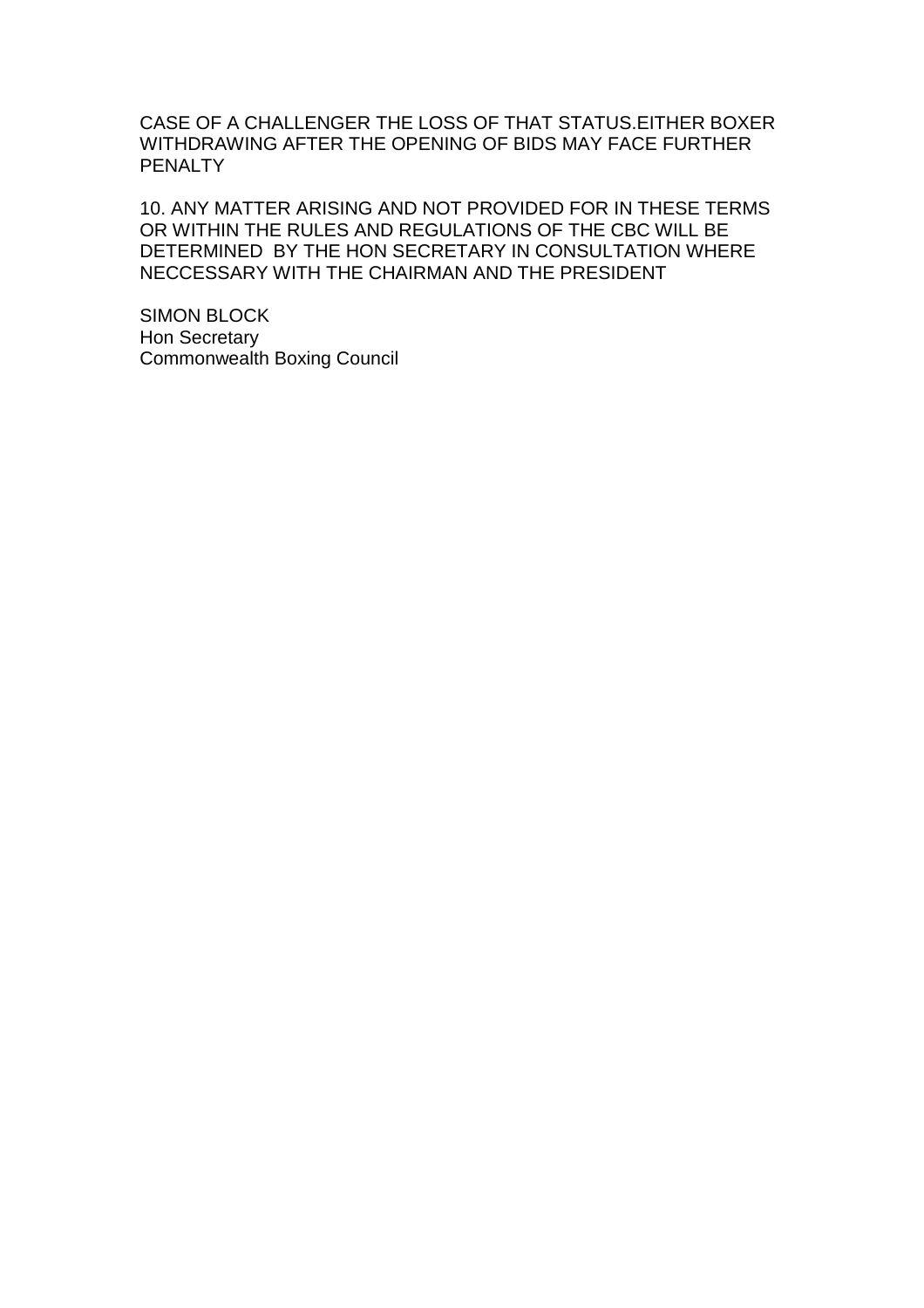CASE OF A CHALLENGER THE LOSS OF THAT STATUS.EITHER BOXER WITHDRAWING AFTER THE OPENING OF BIDS MAY FACE FURTHER PENALTY

10. ANY MATTER ARISING AND NOT PROVIDED FOR IN THESE TERMS OR WITHIN THE RULES AND REGULATIONS OF THE CBC WILL BE DETERMINED BY THE HON SECRETARY IN CONSULTATION WHERE NECCESSARY WITH THE CHAIRMAN AND THE PRESIDENT

SIMON BLOCK
Hon Secretary
Commonwealth Boxing Council